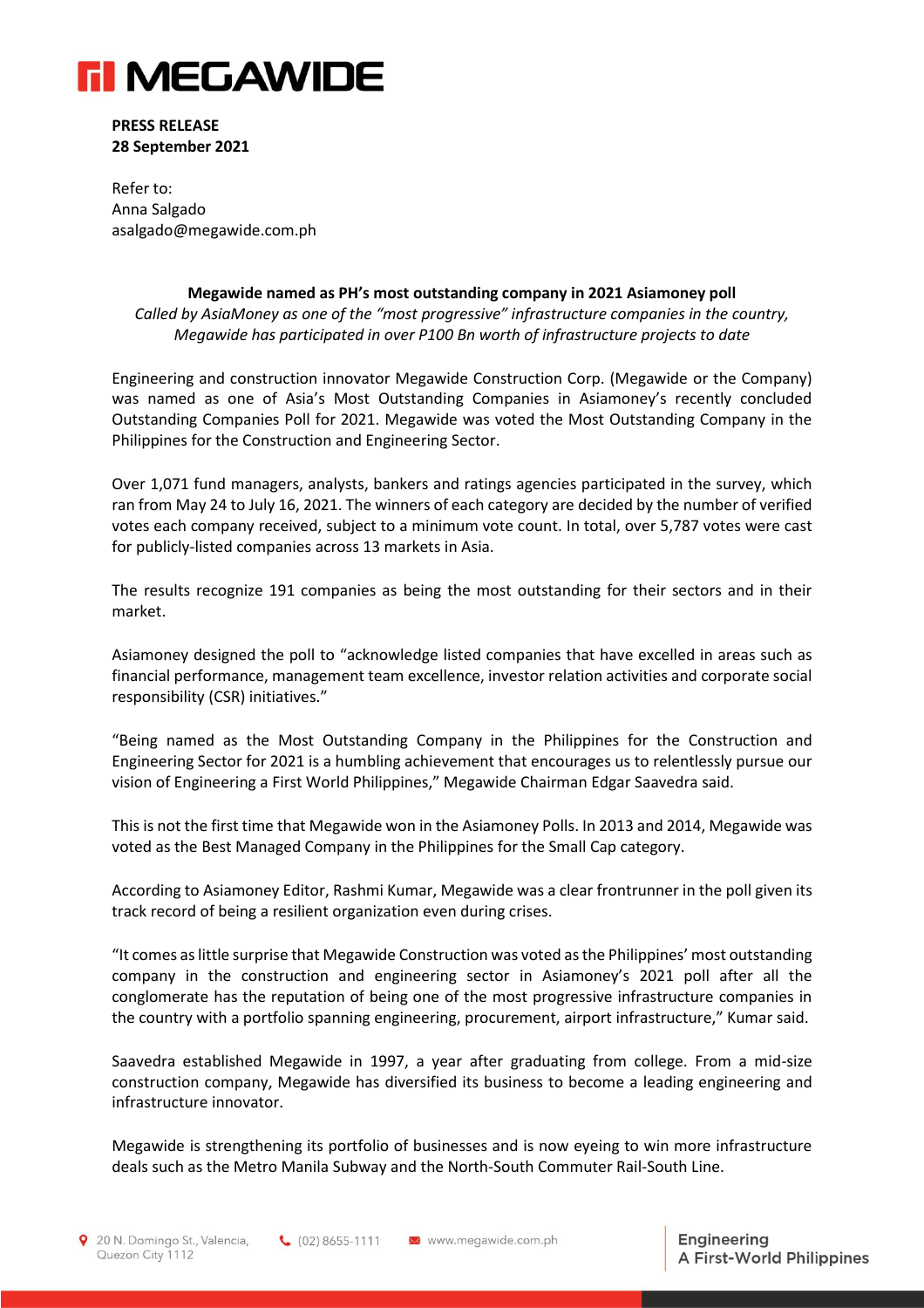**PRESS RELEASE**
**28 September 2021**

Refer to:
Anna Salgado
asalgado@megawide.com.ph

**Megawide named as PH's most outstanding company in 2021 Asiamoney poll**

*Called by AsiaMoney as one of the "most progressive" infrastructure companies in the country, Megawide has participated in over P100 Bn worth of infrastructure projects to date*

Engineering and construction innovator Megawide Construction Corp. (Megawide or the Company) was named as one of Asia's Most Outstanding Companies in Asiamoney's recently concluded Outstanding Companies Poll for 2021. Megawide was voted the Most Outstanding Company in the Philippines for the Construction and Engineering Sector.

Over 1,071 fund managers, analysts, bankers and ratings agencies participated in the survey, which ran from May 24 to July 16, 2021. The winners of each category are decided by the number of verified votes each company received, subject to a minimum vote count. In total, over 5,787 votes were cast for publicly-listed companies across 13 markets in Asia.

The results recognize 191 companies as being the most outstanding for their sectors and in their market.

Asiamoney designed the poll to "acknowledge listed companies that have excelled in areas such as financial performance, management team excellence, investor relation activities and corporate social responsibility (CSR) initiatives."

"Being named as the Most Outstanding Company in the Philippines for the Construction and Engineering Sector for 2021 is a humbling achievement that encourages us to relentlessly pursue our vision of Engineering a First World Philippines," Megawide Chairman Edgar Saavedra said.

This is not the first time that Megawide won in the Asiamoney Polls. In 2013 and 2014, Megawide was voted as the Best Managed Company in the Philippines for the Small Cap category.

According to Asiamoney Editor, Rashmi Kumar, Megawide was a clear frontrunner in the poll given its track record of being a resilient organization even during crises.

"It comes as little surprise that Megawide Construction was voted as the Philippines' most outstanding company in the construction and engineering sector in Asiamoney's 2021 poll after all the conglomerate has the reputation of being one of the most progressive infrastructure companies in the country with a portfolio spanning engineering, procurement, airport infrastructure," Kumar said.

Saavedra established Megawide in 1997, a year after graduating from college. From a mid-size construction company, Megawide has diversified its business to become a leading engineering and infrastructure innovator.

Megawide is strengthening its portfolio of businesses and is now eyeing to win more infrastructure deals such as the Metro Manila Subway and the North-South Commuter Rail-South Line.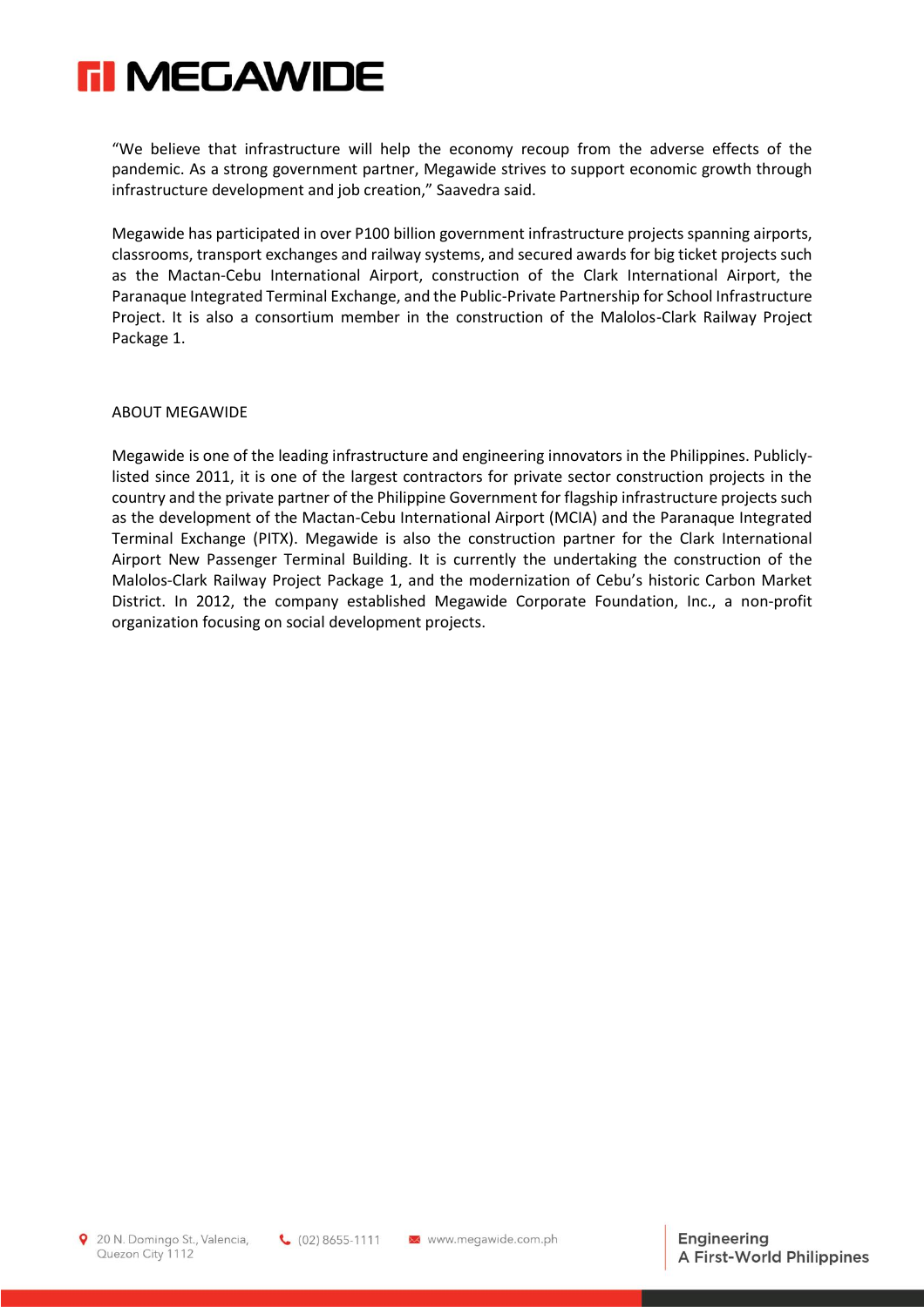"We believe that infrastructure will help the economy recoup from the adverse effects of the pandemic. As a strong government partner, Megawide strives to support economic growth through infrastructure development and job creation," Saavedra said.

Megawide has participated in over P100 billion government infrastructure projects spanning airports, classrooms, transport exchanges and railway systems, and secured awards for big ticket projects such as the Mactan-Cebu International Airport, construction of the Clark International Airport, the Paranaque Integrated Terminal Exchange, and the Public-Private Partnership for School Infrastructure Project. It is also a consortium member in the construction of the Malolos-Clark Railway Project Package 1.

ABOUT MEGAWIDE

Megawide is one of the leading infrastructure and engineering innovators in the Philippines. Publicly-listed since 2011, it is one of the largest contractors for private sector construction projects in the country and the private partner of the Philippine Government for flagship infrastructure projects such as the development of the Mactan-Cebu International Airport (MCIA) and the Paranaque Integrated Terminal Exchange (PITX). Megawide is also the construction partner for the Clark International Airport New Passenger Terminal Building. It is currently the undertaking the construction of the Malolos-Clark Railway Project Package 1, and the modernization of Cebu's historic Carbon Market District. In 2012, the company established Megawide Corporate Foundation, Inc., a non-profit organization focusing on social development projects.